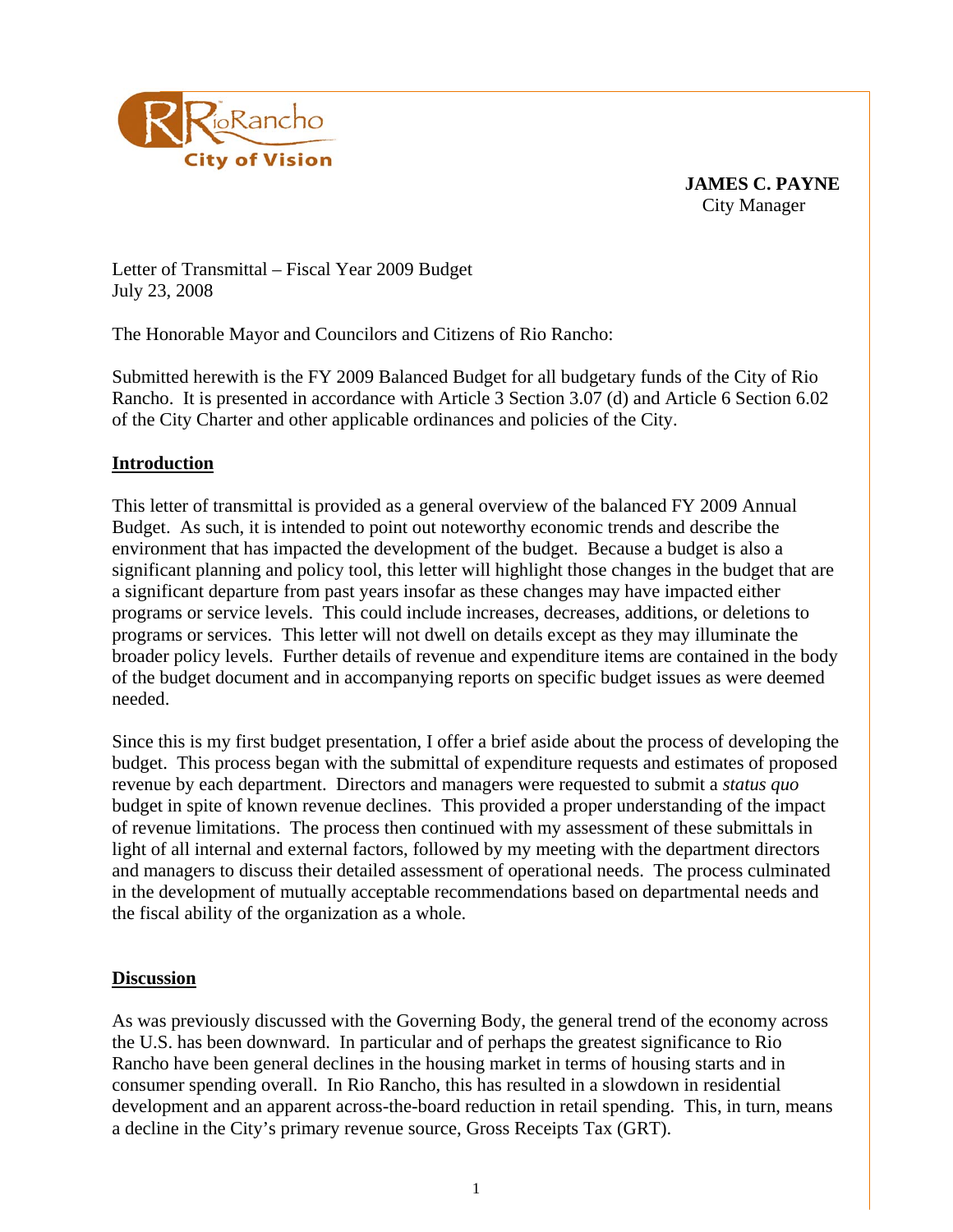**JAMES C. PAYNE**
City Manager

Letter of Transmittal – Fiscal Year 2009 Budget
July 23, 2008

The Honorable Mayor and Councilors and Citizens of Rio Rancho:

Submitted herewith is the FY 2009 Balanced Budget for all budgetary funds of the City of Rio Rancho. It is presented in accordance with Article 3 Section 3.07 (d) and Article 6 Section 6.02 of the City Charter and other applicable ordinances and policies of the City.

## Introduction

This letter of transmittal is provided as a general overview of the balanced FY 2009 Annual Budget. As such, it is intended to point out noteworthy economic trends and describe the environment that has impacted the development of the budget. Because a budget is also a significant planning and policy tool, this letter will highlight those changes in the budget that are a significant departure from past years insofar as these changes may have impacted either programs or service levels. This could include increases, decreases, additions, or deletions to programs or services. This letter will not dwell on details except as they may illuminate the broader policy levels. Further details of revenue and expenditure items are contained in the body of the budget document and in accompanying reports on specific budget issues as were deemed needed.

Since this is my first budget presentation, I offer a brief aside about the process of developing the budget. This process began with the submittal of expenditure requests and estimates of proposed revenue by each department. Directors and managers were requested to submit a *status quo* budget in spite of known revenue declines. This provided a proper understanding of the impact of revenue limitations. The process then continued with my assessment of these submittals in light of all internal and external factors, followed by my meeting with the department directors and managers to discuss their detailed assessment of operational needs. The process culminated in the development of mutually acceptable recommendations based on departmental needs and the fiscal ability of the organization as a whole.

## Discussion

As was previously discussed with the Governing Body, the general trend of the economy across the U.S. has been downward. In particular and of perhaps the greatest significance to Rio Rancho have been general declines in the housing market in terms of housing starts and in consumer spending overall. In Rio Rancho, this has resulted in a slowdown in residential development and an apparent across-the-board reduction in retail spending. This, in turn, means a decline in the City's primary revenue source, Gross Receipts Tax (GRT).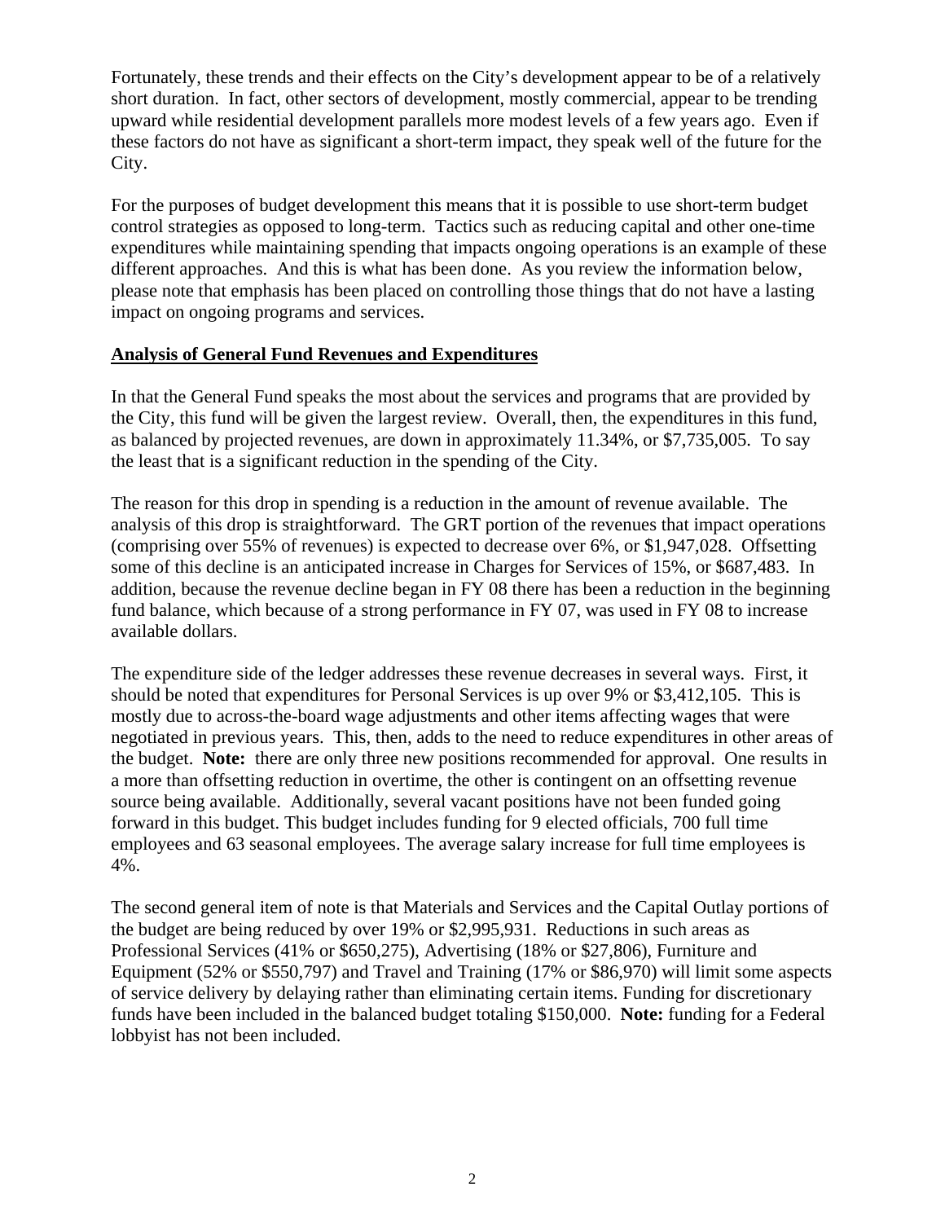Fortunately, these trends and their effects on the City's development appear to be of a relatively short duration. In fact, other sectors of development, mostly commercial, appear to be trending upward while residential development parallels more modest levels of a few years ago. Even if these factors do not have as significant a short-term impact, they speak well of the future for the City.

For the purposes of budget development this means that it is possible to use short-term budget control strategies as opposed to long-term. Tactics such as reducing capital and other one-time expenditures while maintaining spending that impacts ongoing operations is an example of these different approaches. And this is what has been done. As you review the information below, please note that emphasis has been placed on controlling those things that do not have a lasting impact on ongoing programs and services.

## Analysis of General Fund Revenues and Expenditures

In that the General Fund speaks the most about the services and programs that are provided by the City, this fund will be given the largest review. Overall, then, the expenditures in this fund, as balanced by projected revenues, are down in approximately 11.34%, or $7,735,005. To say the least that is a significant reduction in the spending of the City.

The reason for this drop in spending is a reduction in the amount of revenue available. The analysis of this drop is straightforward. The GRT portion of the revenues that impact operations (comprising over 55% of revenues) is expected to decrease over 6%, or $1,947,028. Offsetting some of this decline is an anticipated increase in Charges for Services of 15%, or $687,483. In addition, because the revenue decline began in FY 08 there has been a reduction in the beginning fund balance, which because of a strong performance in FY 07, was used in FY 08 to increase available dollars.

The expenditure side of the ledger addresses these revenue decreases in several ways. First, it should be noted that expenditures for Personal Services is up over 9% or $3,412,105. This is mostly due to across-the-board wage adjustments and other items affecting wages that were negotiated in previous years. This, then, adds to the need to reduce expenditures in other areas of the budget. **Note:** there are only three new positions recommended for approval. One results in a more than offsetting reduction in overtime, the other is contingent on an offsetting revenue source being available. Additionally, several vacant positions have not been funded going forward in this budget. This budget includes funding for 9 elected officials, 700 full time employees and 63 seasonal employees. The average salary increase for full time employees is 4%.

The second general item of note is that Materials and Services and the Capital Outlay portions of the budget are being reduced by over 19% or $2,995,931. Reductions in such areas as Professional Services (41% or $650,275), Advertising (18% or $27,806), Furniture and Equipment (52% or $550,797) and Travel and Training (17% or $86,970) will limit some aspects of service delivery by delaying rather than eliminating certain items. Funding for discretionary funds have been included in the balanced budget totaling $150,000. **Note:** funding for a Federal lobbyist has not been included.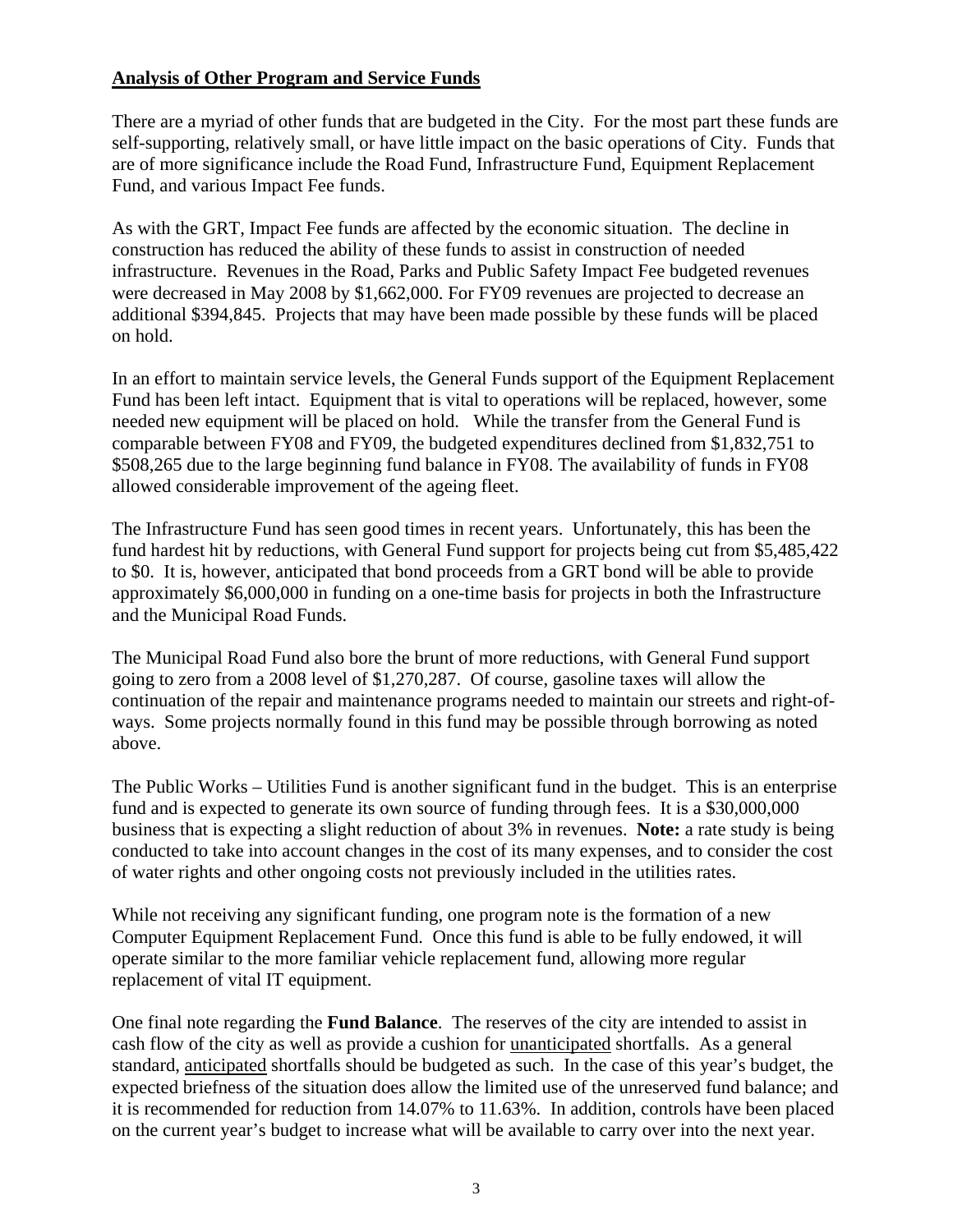**<u>Analysis of Other Program and Service Funds</u>**

There are a myriad of other funds that are budgeted in the City. For the most part these funds are self-supporting, relatively small, or have little impact on the basic operations of City. Funds that are of more significance include the Road Fund, Infrastructure Fund, Equipment Replacement Fund, and various Impact Fee funds.

As with the GRT, Impact Fee funds are affected by the economic situation. The decline in construction has reduced the ability of these funds to assist in construction of needed infrastructure. Revenues in the Road, Parks and Public Safety Impact Fee budgeted revenues were decreased in May 2008 by $1,662,000. For FY09 revenues are projected to decrease an additional $394,845. Projects that may have been made possible by these funds will be placed on hold.

In an effort to maintain service levels, the General Funds support of the Equipment Replacement Fund has been left intact. Equipment that is vital to operations will be replaced, however, some needed new equipment will be placed on hold. While the transfer from the General Fund is comparable between FY08 and FY09, the budgeted expenditures declined from $1,832,751 to $508,265 due to the large beginning fund balance in FY08. The availability of funds in FY08 allowed considerable improvement of the ageing fleet.

The Infrastructure Fund has seen good times in recent years. Unfortunately, this has been the fund hardest hit by reductions, with General Fund support for projects being cut from $5,485,422 to $0. It is, however, anticipated that bond proceeds from a GRT bond will be able to provide approximately $6,000,000 in funding on a one-time basis for projects in both the Infrastructure and the Municipal Road Funds.

The Municipal Road Fund also bore the brunt of more reductions, with General Fund support going to zero from a 2008 level of $1,270,287. Of course, gasoline taxes will allow the continuation of the repair and maintenance programs needed to maintain our streets and right-of-ways. Some projects normally found in this fund may be possible through borrowing as noted above.

The Public Works – Utilities Fund is another significant fund in the budget. This is an enterprise fund and is expected to generate its own source of funding through fees. It is a $30,000,000 business that is expecting a slight reduction of about 3% in revenues. **Note:** a rate study is being conducted to take into account changes in the cost of its many expenses, and to consider the cost of water rights and other ongoing costs not previously included in the utilities rates.

While not receiving any significant funding, one program note is the formation of a new Computer Equipment Replacement Fund. Once this fund is able to be fully endowed, it will operate similar to the more familiar vehicle replacement fund, allowing more regular replacement of vital IT equipment.

One final note regarding the **Fund Balance**. The reserves of the city are intended to assist in cash flow of the city as well as provide a cushion for <u>unanticipated</u> shortfalls. As a general standard, <u>anticipated</u> shortfalls should be budgeted as such. In the case of this year's budget, the expected briefness of the situation does allow the limited use of the unreserved fund balance; and it is recommended for reduction from 14.07% to 11.63%. In addition, controls have been placed on the current year's budget to increase what will be available to carry over into the next year.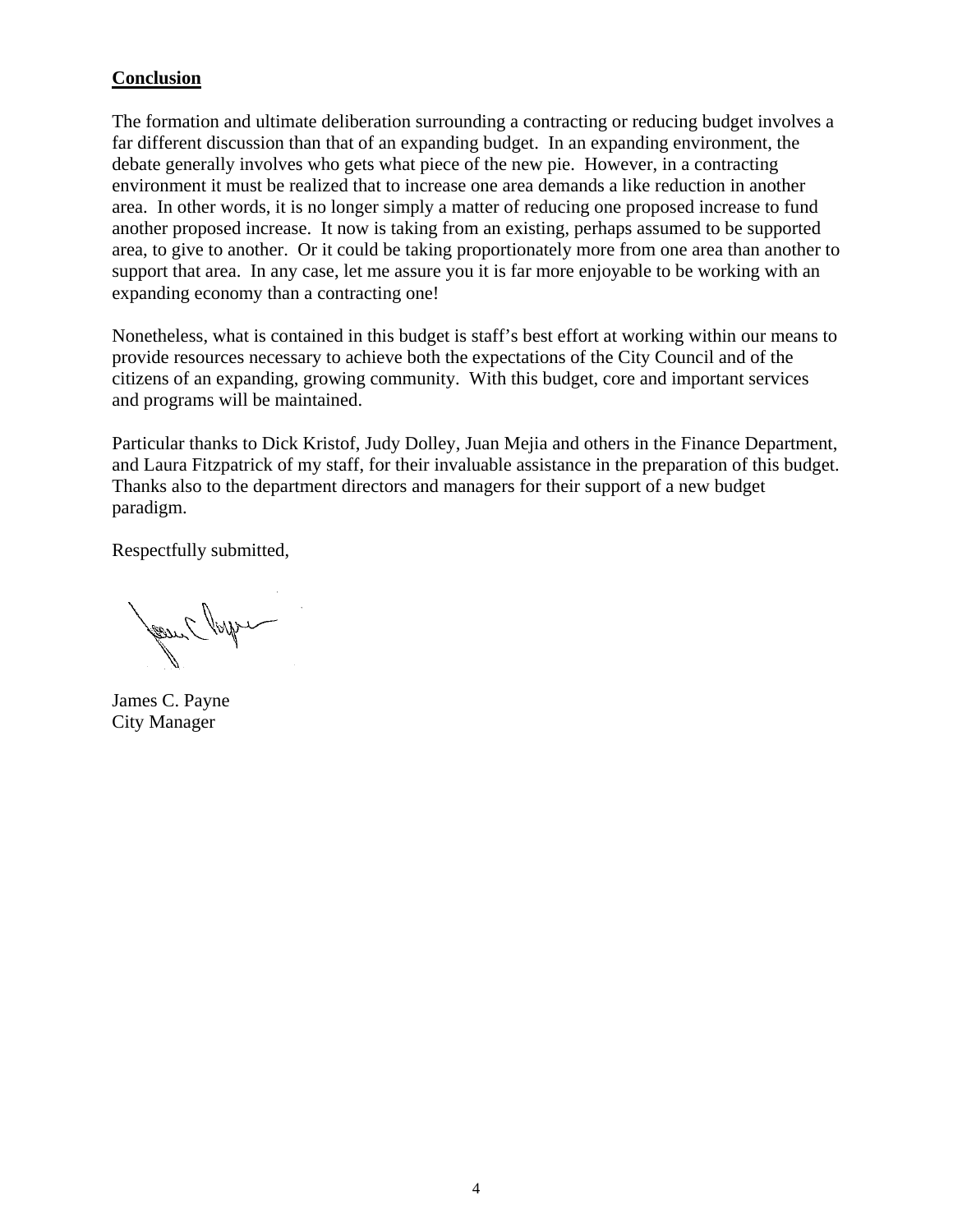**Conclusion**

The formation and ultimate deliberation surrounding a contracting or reducing budget involves a far different discussion than that of an expanding budget. In an expanding environment, the debate generally involves who gets what piece of the new pie. However, in a contracting environment it must be realized that to increase one area demands a like reduction in another area. In other words, it is no longer simply a matter of reducing one proposed increase to fund another proposed increase. It now is taking from an existing, perhaps assumed to be supported area, to give to another. Or it could be taking proportionately more from one area than another to support that area. In any case, let me assure you it is far more enjoyable to be working with an expanding economy than a contracting one!

Nonetheless, what is contained in this budget is staff's best effort at working within our means to provide resources necessary to achieve both the expectations of the City Council and of the citizens of an expanding, growing community. With this budget, core and important services and programs will be maintained.

Particular thanks to Dick Kristof, Judy Dolley, Juan Mejia and others in the Finance Department, and Laura Fitzpatrick of my staff, for their invaluable assistance in the preparation of this budget. Thanks also to the department directors and managers for their support of a new budget paradigm.

Respectfully submitted,

James C. Payne
City Manager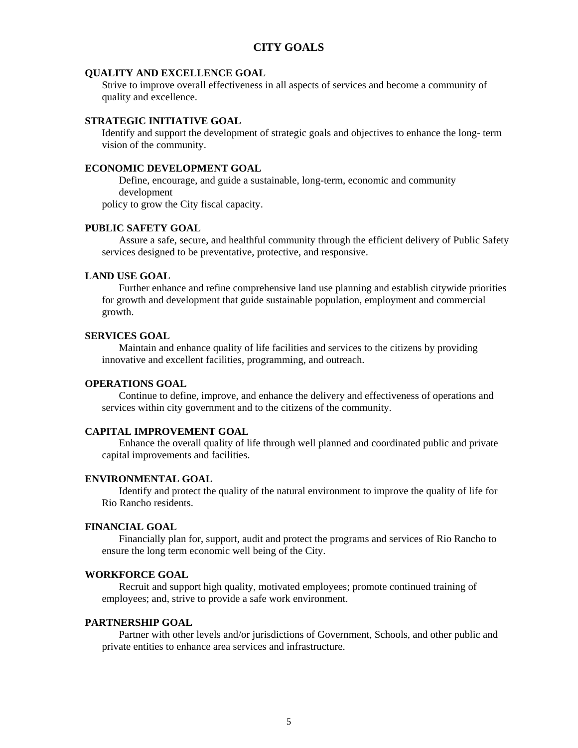# CITY GOALS

**QUALITY AND EXCELLENCE GOAL**

Strive to improve overall effectiveness in all aspects of services and become a community of quality and excellence.

**STRATEGIC INITIATIVE GOAL**

Identify and support the development of strategic goals and objectives to enhance the long- term vision of the community.

**ECONOMIC DEVELOPMENT GOAL**

Define, encourage, and guide a sustainable, long-term, economic and community development policy to grow the City fiscal capacity.

**PUBLIC SAFETY GOAL**

Assure a safe, secure, and healthful community through the efficient delivery of Public Safety services designed to be preventative, protective, and responsive.

**LAND USE GOAL**

Further enhance and refine comprehensive land use planning and establish citywide priorities for growth and development that guide sustainable population, employment and commercial growth.

**SERVICES GOAL**

Maintain and enhance quality of life facilities and services to the citizens by providing innovative and excellent facilities, programming, and outreach.

**OPERATIONS GOAL**

Continue to define, improve, and enhance the delivery and effectiveness of operations and services within city government and to the citizens of the community.

**CAPITAL IMPROVEMENT GOAL**

Enhance the overall quality of life through well planned and coordinated public and private capital improvements and facilities.

**ENVIRONMENTAL GOAL**

Identify and protect the quality of the natural environment to improve the quality of life for Rio Rancho residents.

**FINANCIAL GOAL**

Financially plan for, support, audit and protect the programs and services of Rio Rancho to ensure the long term economic well being of the City.

**WORKFORCE GOAL**

Recruit and support high quality, motivated employees; promote continued training of employees; and, strive to provide a safe work environment.

**PARTNERSHIP GOAL**

Partner with other levels and/or jurisdictions of Government, Schools, and other public and private entities to enhance area services and infrastructure.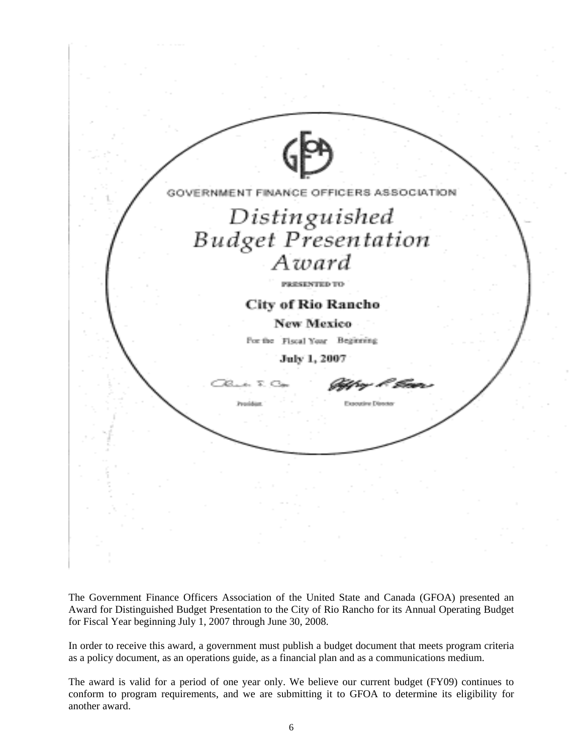GOVERNMENT FINANCE OFFICERS ASSOCIATION

*Distinguished Budget Presentation Award*

PRESENTED TO

**City of Rio Rancho**

**New Mexico**

For the Fiscal Year Beginning

**July 1, 2007**

President

Executive Director

The Government Finance Officers Association of the United State and Canada (GFOA) presented an Award for Distinguished Budget Presentation to the City of Rio Rancho for its Annual Operating Budget for Fiscal Year beginning July 1, 2007 through June 30, 2008.

In order to receive this award, a government must publish a budget document that meets program criteria as a policy document, as an operations guide, as a financial plan and as a communications medium.

The award is valid for a period of one year only. We believe our current budget (FY09) continues to conform to program requirements, and we are submitting it to GFOA to determine its eligibility for another award.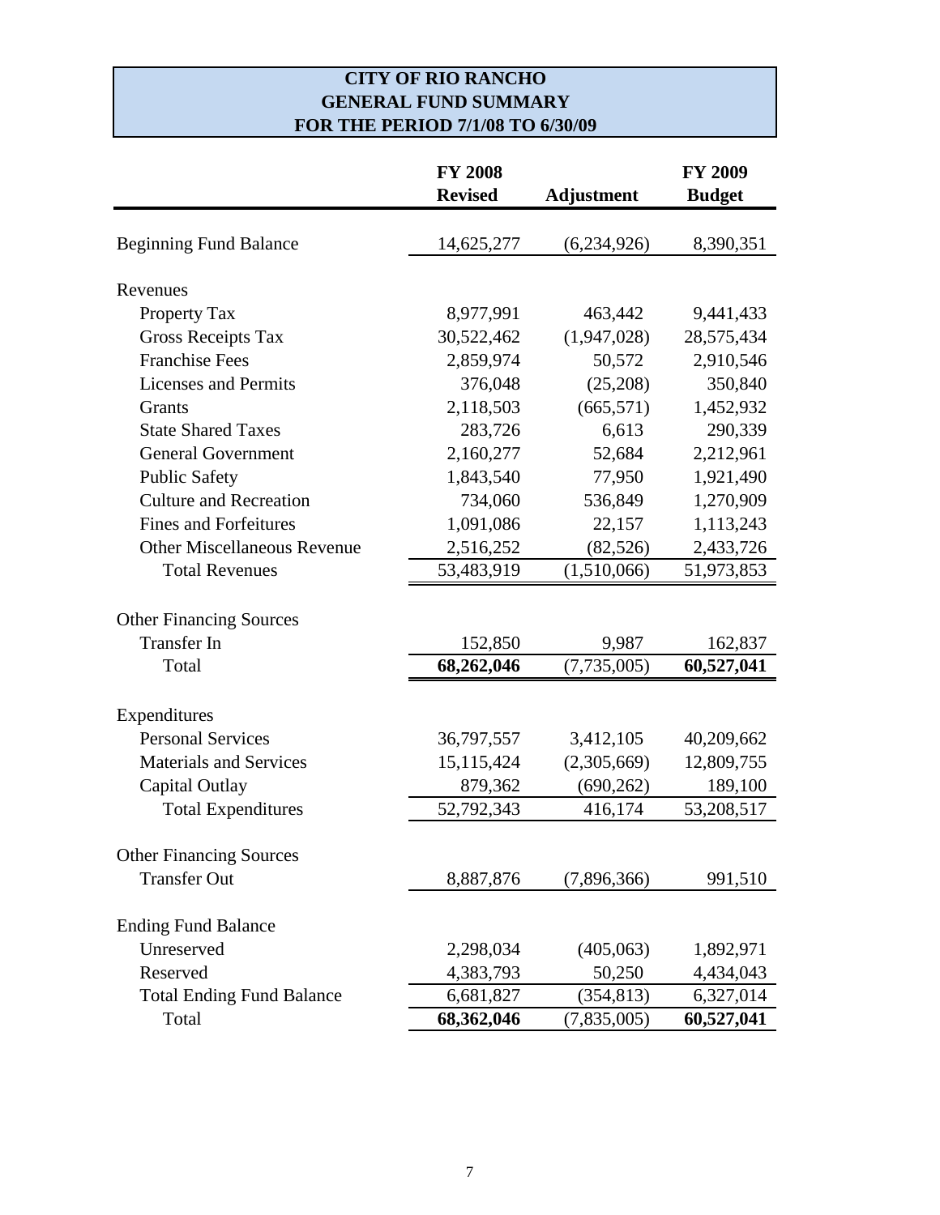# CITY OF RIO RANCHO
## GENERAL FUND SUMMARY
### FOR THE PERIOD 7/1/08 TO 6/30/09

| | FY 2008 Revised | Adjustment | FY 2009 Budget |
|---|---|---|---|
| Beginning Fund Balance | 14,625,277 | (6,234,926) | 8,390,351 |
| Revenues | | | |
| Property Tax | 8,977,991 | 463,442 | 9,441,433 |
| Gross Receipts Tax | 30,522,462 | (1,947,028) | 28,575,434 |
| Franchise Fees | 2,859,974 | 50,572 | 2,910,546 |
| Licenses and Permits | 376,048 | (25,208) | 350,840 |
| Grants | 2,118,503 | (665,571) | 1,452,932 |
| State Shared Taxes | 283,726 | 6,613 | 290,339 |
| General Government | 2,160,277 | 52,684 | 2,212,961 |
| Public Safety | 1,843,540 | 77,950 | 1,921,490 |
| Culture and Recreation | 734,060 | 536,849 | 1,270,909 |
| Fines and Forfeitures | 1,091,086 | 22,157 | 1,113,243 |
| Other Miscellaneous Revenue | 2,516,252 | (82,526) | 2,433,726 |
| Total Revenues | 53,483,919 | (1,510,066) | 51,973,853 |
| Other Financing Sources | | | |
| Transfer In | 152,850 | 9,987 | 162,837 |
| Total | **68,262,046** | (7,735,005) | **60,527,041** |
| Expenditures | | | |
| Personal Services | 36,797,557 | 3,412,105 | 40,209,662 |
| Materials and Services | 15,115,424 | (2,305,669) | 12,809,755 |
| Capital Outlay | 879,362 | (690,262) | 189,100 |
| Total Expenditures | 52,792,343 | 416,174 | 53,208,517 |
| Other Financing Sources | | | |
| Transfer Out | 8,887,876 | (7,896,366) | 991,510 |
| Ending Fund Balance | | | |
| Unreserved | 2,298,034 | (405,063) | 1,892,971 |
| Reserved | 4,383,793 | 50,250 | 4,434,043 |
| Total Ending Fund Balance | 6,681,827 | (354,813) | 6,327,014 |
| Total | **68,362,046** | (7,835,005) | **60,527,041** |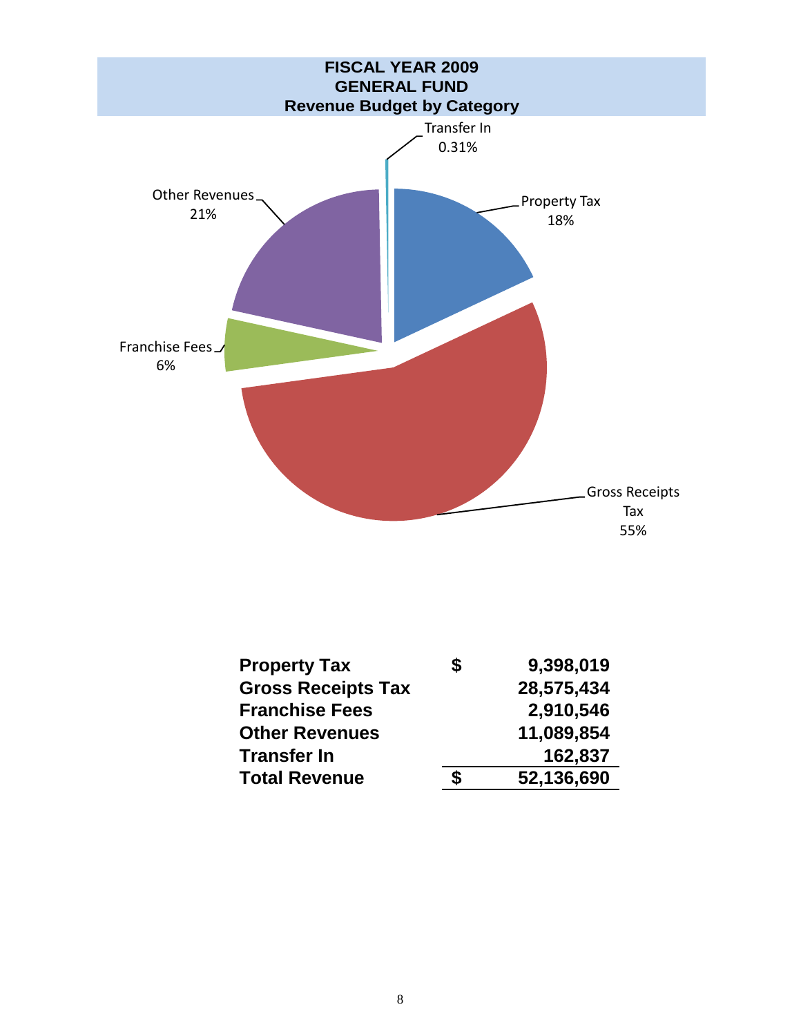## FISCAL YEAR 2009
## GENERAL FUND
## Revenue Budget by Category

Transfer In 0.31%

Property Tax 18%

Other Revenues 21%

Franchise Fees 6%

Gross Receipts Tax 55%

| | | |
|---|---|---|
| **Property Tax** | **$** | **9,398,019** |
| **Gross Receipts Tax** | | **28,575,434** |
| **Franchise Fees** | | **2,910,546** |
| **Other Revenues** | | **11,089,854** |
| **Transfer In** | | **162,837** |
| **Total Revenue** | **$** | **52,136,690** |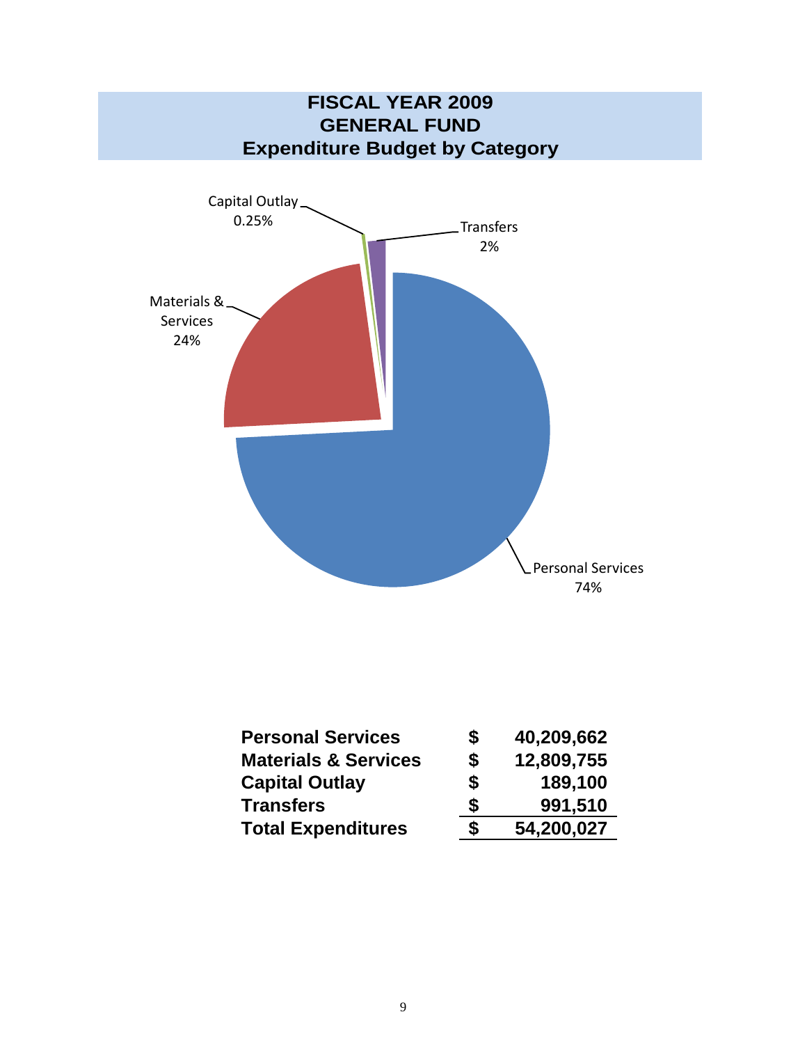# FISCAL YEAR 2009
# GENERAL FUND
# Expenditure Budget by Category

Capital Outlay 0.25%

Transfers 2%

Materials & Services 24%

Personal Services 74%

| | | |
|---|---|---|
| **Personal Services** | **$** | **40,209,662** |
| **Materials & Services** | **$** | **12,809,755** |
| **Capital Outlay** | **$** | **189,100** |
| **Transfers** | **$** | **991,510** |
| **Total Expenditures** | **$** | **54,200,027** |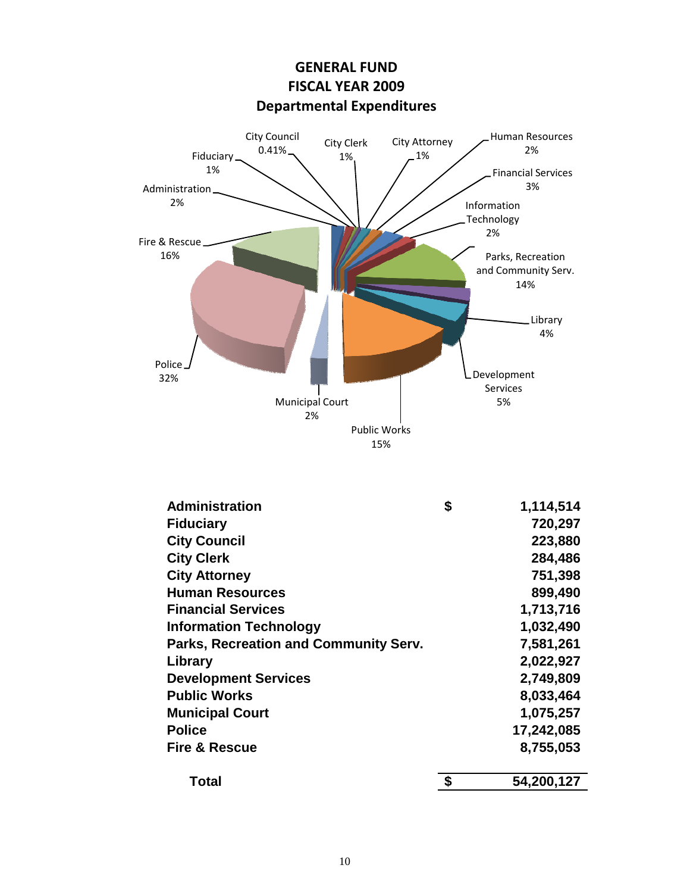# GENERAL FUND
## FISCAL YEAR 2009
## Departmental Expenditures

City Council 0.41%
City Clerk 1%
City Attorney 1%
Human Resources 2%
Fiduciary 1%
Financial Services 3%
Administration 2%
Information Technology 2%
Fire & Rescue 16%
Parks, Recreation and Community Serv. 14%
Library 4%
Police 32%
Development Services 5%
Municipal Court 2%
Public Works 15%

| | | |
|---|---|---|
| **Administration** | **$** | **1,114,514** |
| **Fiduciary** | | **720,297** |
| **City Council** | | **223,880** |
| **City Clerk** | | **284,486** |
| **City Attorney** | | **751,398** |
| **Human Resources** | | **899,490** |
| **Financial Services** | | **1,713,716** |
| **Information Technology** | | **1,032,490** |
| **Parks, Recreation and Community Serv.** | | **7,581,261** |
| **Library** | | **2,022,927** |
| **Development Services** | | **2,749,809** |
| **Public Works** | | **8,033,464** |
| **Municipal Court** | | **1,075,257** |
| **Police** | | **17,242,085** |
| **Fire & Rescue** | | **8,755,053** |
| **Total** | **$** | **54,200,127** |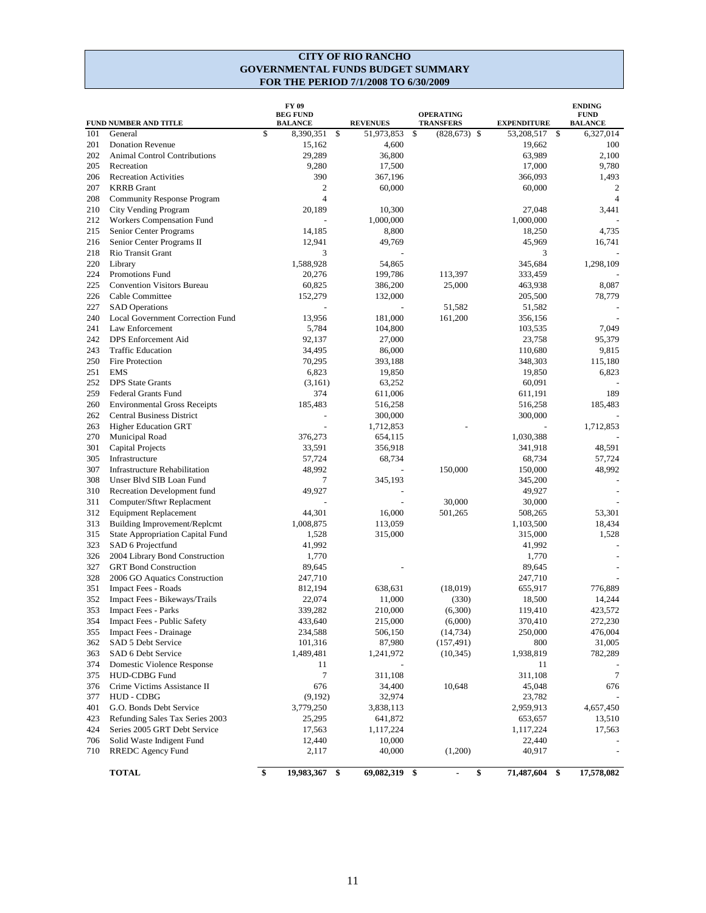# CITY OF RIO RANCHO
## GOVERNMENTAL FUNDS BUDGET SUMMARY
### FOR THE PERIOD 7/1/2008 TO 6/30/2009

| FUND NUMBER AND TITLE | | FY 09 BEG FUND BALANCE | REVENUES | OPERATING TRANSFERS | EXPENDITURE | ENDING FUND BALANCE |
|---|---|---|---|---|---|---|
| 101 | General | $ 8,390,351 | $ 51,973,853 | $ (828,673) | $ 53,208,517 | $ 6,327,014 |
| 201 | Donation Revenue | 15,162 | 4,600 | | 19,662 | 100 |
| 202 | Animal Control Contributions | 29,289 | 36,800 | | 63,989 | 2,100 |
| 205 | Recreation | 9,280 | 17,500 | | 17,000 | 9,780 |
| 206 | Recreation Activities | 390 | 367,196 | | 366,093 | 1,493 |
| 207 | KRRB Grant | 2 | 60,000 | | 60,000 | 2 |
| 208 | Community Response Program | 4 | | | | 4 |
| 210 | City Vending Program | 20,189 | 10,300 | | 27,048 | 3,441 |
| 212 | Workers Compensation Fund | - | 1,000,000 | | 1,000,000 | - |
| 215 | Senior Center Programs | 14,185 | 8,800 | | 18,250 | 4,735 |
| 216 | Senior Center Programs II | 12,941 | 49,769 | | 45,969 | 16,741 |
| 218 | Rio Transit Grant | 3 | - | | 3 | - |
| 220 | Library | 1,588,928 | 54,865 | | 345,684 | 1,298,109 |
| 224 | Promotions Fund | 20,276 | 199,786 | 113,397 | 333,459 | - |
| 225 | Convention Visitors Bureau | 60,825 | 386,200 | 25,000 | 463,938 | 8,087 |
| 226 | Cable Committee | 152,279 | 132,000 | | 205,500 | 78,779 |
| 227 | SAD Operations | - | - | 51,582 | 51,582 | - |
| 240 | Local Government Correction Fund | 13,956 | 181,000 | 161,200 | 356,156 | - |
| 241 | Law Enforcement | 5,784 | 104,800 | | 103,535 | 7,049 |
| 242 | DPS Enforcement Aid | 92,137 | 27,000 | | 23,758 | 95,379 |
| 243 | Traffic Education | 34,495 | 86,000 | | 110,680 | 9,815 |
| 250 | Fire Protection | 70,295 | 393,188 | | 348,303 | 115,180 |
| 251 | EMS | 6,823 | 19,850 | | 19,850 | 6,823 |
| 252 | DPS State Grants | (3,161) | 63,252 | | 60,091 | - |
| 259 | Federal Grants Fund | 374 | 611,006 | | 611,191 | 189 |
| 260 | Environmental Gross Receipts | 185,483 | 516,258 | | 516,258 | 185,483 |
| 262 | Central Business District | - | 300,000 | | 300,000 | - |
| 263 | Higher Education GRT | - | 1,712,853 | - | - | 1,712,853 |
| 270 | Municipal Road | 376,273 | 654,115 | | 1,030,388 | - |
| 301 | Capital Projects | 33,591 | 356,918 | | 341,918 | 48,591 |
| 305 | Infrastructure | 57,724 | 68,734 | | 68,734 | 57,724 |
| 307 | Infrastructure Rehabilitation | 48,992 | - | 150,000 | 150,000 | 48,992 |
| 308 | Unser Blvd SIB Loan Fund | 7 | 345,193 | | 345,200 | - |
| 310 | Recreation Development fund | 49,927 | - | | 49,927 | - |
| 311 | Computer/Sftwr Replacment | - | - | 30,000 | 30,000 | - |
| 312 | Equipment Replacement | 44,301 | 16,000 | 501,265 | 508,265 | 53,301 |
| 313 | Building Improvement/Replcmt | 1,008,875 | 113,059 | | 1,103,500 | 18,434 |
| 315 | State Appropriation Capital Fund | 1,528 | 315,000 | | 315,000 | 1,528 |
| 323 | SAD 6 Projectfund | 41,992 | | | 41,992 | - |
| 326 | 2004 Library Bond Construction | 1,770 | | | 1,770 | - |
| 327 | GRT Bond Construction | 89,645 | - | | 89,645 | - |
| 328 | 2006 GO Aquatics Construction | 247,710 | | | 247,710 | - |
| 351 | Impact Fees - Roads | 812,194 | 638,631 | (18,019) | 655,917 | 776,889 |
| 352 | Impact Fees - Bikeways/Trails | 22,074 | 11,000 | (330) | 18,500 | 14,244 |
| 353 | Impact Fees - Parks | 339,282 | 210,000 | (6,300) | 119,410 | 423,572 |
| 354 | Impact Fees - Public Safety | 433,640 | 215,000 | (6,000) | 370,410 | 272,230 |
| 355 | Impact Fees - Drainage | 234,588 | 506,150 | (14,734) | 250,000 | 476,004 |
| 362 | SAD 5 Debt Service | 101,316 | 87,980 | (157,491) | 800 | 31,005 |
| 363 | SAD 6 Debt Service | 1,489,481 | 1,241,972 | (10,345) | 1,938,819 | 782,289 |
| 374 | Domestic Violence Response | 11 | - | | 11 | - |
| 375 | HUD-CDBG Fund | 7 | 311,108 | | 311,108 | 7 |
| 376 | Crime Victims Assistance II | 676 | 34,400 | 10,648 | 45,048 | 676 |
| 377 | HUD - CDBG | (9,192) | 32,974 | | 23,782 | - |
| 401 | G.O. Bonds Debt Service | 3,779,250 | 3,838,113 | | 2,959,913 | 4,657,450 |
| 423 | Refunding Sales Tax Series 2003 | 25,295 | 641,872 | | 653,657 | 13,510 |
| 424 | Series 2005 GRT Debt Service | 17,563 | 1,117,224 | | 1,117,224 | 17,563 |
| 706 | Solid Waste Indigent Fund | 12,440 | 10,000 | | 22,440 | - |
| 710 | RREDC Agency Fund | 2,117 | 40,000 | (1,200) | 40,917 | - |
| | **TOTAL** | **$ 19,983,367** | **$ 69,082,319** | **$ -** | **$ 71,487,604** | **$ 17,578,082** |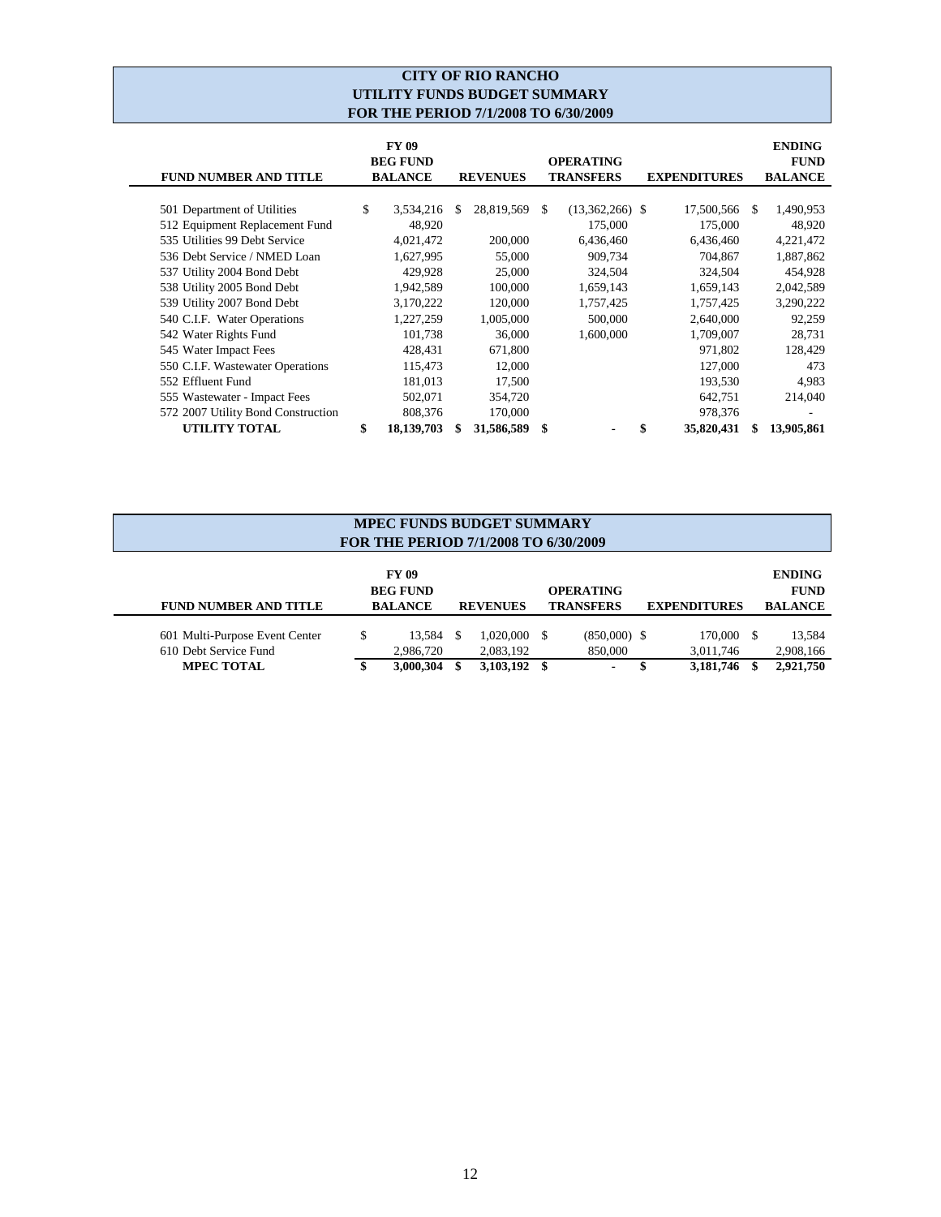# CITY OF RIO RANCHO
## UTILITY FUNDS BUDGET SUMMARY
## FOR THE PERIOD 7/1/2008 TO 6/30/2009

| FUND NUMBER AND TITLE | FY 09 BEG FUND BALANCE | REVENUES | OPERATING TRANSFERS | EXPENDITURES | ENDING FUND BALANCE |
|---|---|---|---|---|---|
| 501 Department of Utilities | $ 3,534,216 | $ 28,819,569 | $ (13,362,266) | $ 17,500,566 | $ 1,490,953 |
| 512 Equipment Replacement Fund | 48,920 | | 175,000 | 175,000 | 48,920 |
| 535 Utilities 99 Debt Service | 4,021,472 | 200,000 | 6,436,460 | 6,436,460 | 4,221,472 |
| 536 Debt Service / NMED Loan | 1,627,995 | 55,000 | 909,734 | 704,867 | 1,887,862 |
| 537 Utility 2004 Bond Debt | 429,928 | 25,000 | 324,504 | 324,504 | 454,928 |
| 538 Utility 2005 Bond Debt | 1,942,589 | 100,000 | 1,659,143 | 1,659,143 | 2,042,589 |
| 539 Utility 2007 Bond Debt | 3,170,222 | 120,000 | 1,757,425 | 1,757,425 | 3,290,222 |
| 540 C.I.F. Water Operations | 1,227,259 | 1,005,000 | 500,000 | 2,640,000 | 92,259 |
| 542 Water Rights Fund | 101,738 | 36,000 | 1,600,000 | 1,709,007 | 28,731 |
| 545 Water Impact Fees | 428,431 | 671,800 | | 971,802 | 128,429 |
| 550 C.I.F. Wastewater Operations | 115,473 | 12,000 | | 127,000 | 473 |
| 552 Effluent Fund | 181,013 | 17,500 | | 193,530 | 4,983 |
| 555 Wastewater - Impact Fees | 502,071 | 354,720 | | 642,751 | 214,040 |
| 572 2007 Utility Bond Construction | 808,376 | 170,000 | | 978,376 | - |
| **UTILITY TOTAL** | **$ 18,139,703** | **$ 31,586,589** | **$ -** | **$ 35,820,431** | **$ 13,905,861** |

## MPEC FUNDS BUDGET SUMMARY
## FOR THE PERIOD 7/1/2008 TO 6/30/2009

| FUND NUMBER AND TITLE | FY 09 BEG FUND BALANCE | REVENUES | OPERATING TRANSFERS | EXPENDITURES | ENDING FUND BALANCE |
|---|---|---|---|---|---|
| 601 Multi-Purpose Event Center | $ 13,584 | $ 1,020,000 | $ (850,000) | $ 170,000 | $ 13,584 |
| 610 Debt Service Fund | 2,986,720 | 2,083,192 | 850,000 | 3,011,746 | 2,908,166 |
| **MPEC TOTAL** | **$ 3,000,304** | **$ 3,103,192** | **$ -** | **$ 3,181,746** | **$ 2,921,750** |